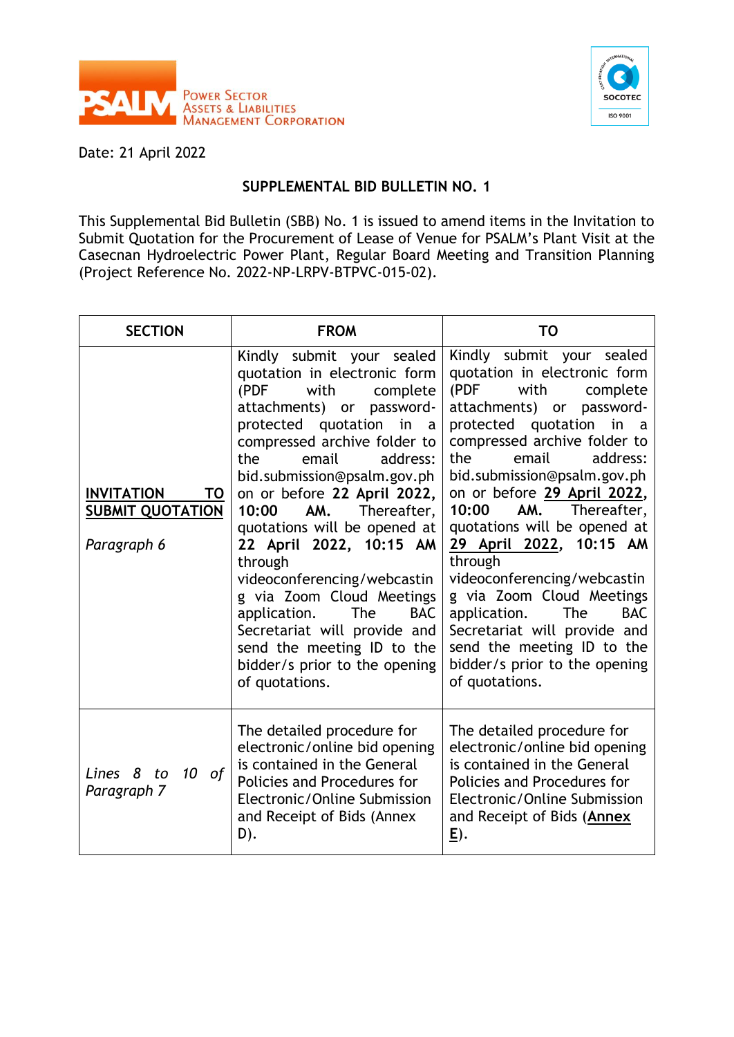PSALM Power Sector Assets & Liabilities Management Corporation

Date: 21 April 2022

## SUPPLEMENTAL BID BULLETIN NO. 1

This Supplemental Bid Bulletin (SBB) No. 1 is issued to amend items in the Invitation to Submit Quotation for the Procurement of Lease of Venue for PSALM's Plant Visit at the Casecnan Hydroelectric Power Plant, Regular Board Meeting and Transition Planning (Project Reference No. 2022-NP-LRPV-BTPVC-015-02).

| SECTION | FROM | TO |
|---|---|---|
| **INVITATION TO SUBMIT QUOTATION**<br><br>*Paragraph 6* | Kindly submit your sealed quotation in electronic form (PDF with complete attachments) or password-protected quotation in a compressed archive folder to the email address: bid.submission@psalm.gov.ph on or before **22 April 2022, 10:00 AM.** Thereafter, quotations will be opened at **22 April 2022, 10:15 AM** through videoconferencing/webcasting via Zoom Cloud Meetings application. The BAC Secretariat will provide and send the meeting ID to the bidder/s prior to the opening of quotations. | Kindly submit your sealed quotation in electronic form (PDF with complete attachments) or password-protected quotation in a compressed archive folder to the email address: bid.submission@psalm.gov.ph on or before **29 April 2022, 10:00 AM.** Thereafter, quotations will be opened at **29 April 2022, 10:15 AM** through videoconferencing/webcasting via Zoom Cloud Meetings application. The BAC Secretariat will provide and send the meeting ID to the bidder/s prior to the opening of quotations. |
| *Lines 8 to 10 of Paragraph 7* | The detailed procedure for electronic/online bid opening is contained in the General Policies and Procedures for Electronic/Online Submission and Receipt of Bids (Annex D). | The detailed procedure for electronic/online bid opening is contained in the General Policies and Procedures for Electronic/Online Submission and Receipt of Bids (**Annex E**). |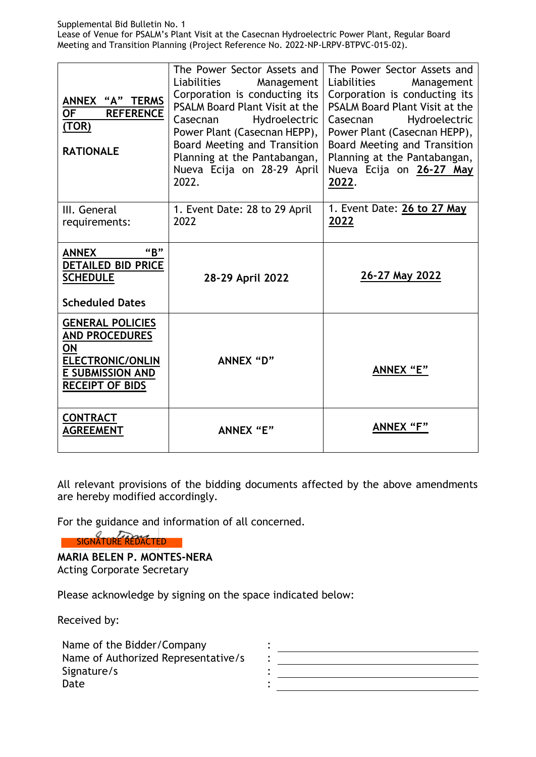Supplemental Bid Bulletin No. 1
Lease of Venue for PSALM's Plant Visit at the Casecnan Hydroelectric Power Plant, Regular Board Meeting and Transition Planning (Project Reference No. 2022-NP-LRPV-BTPVC-015-02).

| | | |
|---|---|---|
| **ANNEX "A" TERMS OF REFERENCE (TOR)**<br><br>**RATIONALE** | The Power Sector Assets and Liabilities Management Corporation is conducting its PSALM Board Plant Visit at the Casecnan Hydroelectric Power Plant (Casecnan HEPP), Board Meeting and Transition Planning at the Pantabangan, Nueva Ecija on 28-29 April 2022. | The Power Sector Assets and Liabilities Management Corporation is conducting its PSALM Board Plant Visit at the Casecnan Hydroelectric Power Plant (Casecnan HEPP), Board Meeting and Transition Planning at the Pantabangan, Nueva Ecija on **26-27 May 2022**. |
| III. General requirements: | 1. Event Date: 28 to 29 April 2022 | 1. Event Date: **26 to 27 May 2022** |
| **ANNEX "B" DETAILED BID PRICE SCHEDULE**<br><br>**Scheduled Dates** | **28-29 April 2022** | **26-27 May 2022** |
| **GENERAL POLICIES AND PROCEDURES ON ELECTRONIC/ONLINE SUBMISSION AND RECEIPT OF BIDS** | **ANNEX "D"** | **ANNEX "E"** |
| **CONTRACT AGREEMENT** | **ANNEX "E"** | **ANNEX "F"** |

All relevant provisions of the bidding documents affected by the above amendments are hereby modified accordingly.

For the guidance and information of all concerned.

SIGNATURE REDACTED

**MARIA BELEN P. MONTES-NERA**
Acting Corporate Secretary

Please acknowledge by signing on the space indicated below:

Received by:

Name of the Bidder/Company : ____________________
Name of Authorized Representative/s : ____________________
Signature/s : ____________________
Date : ____________________